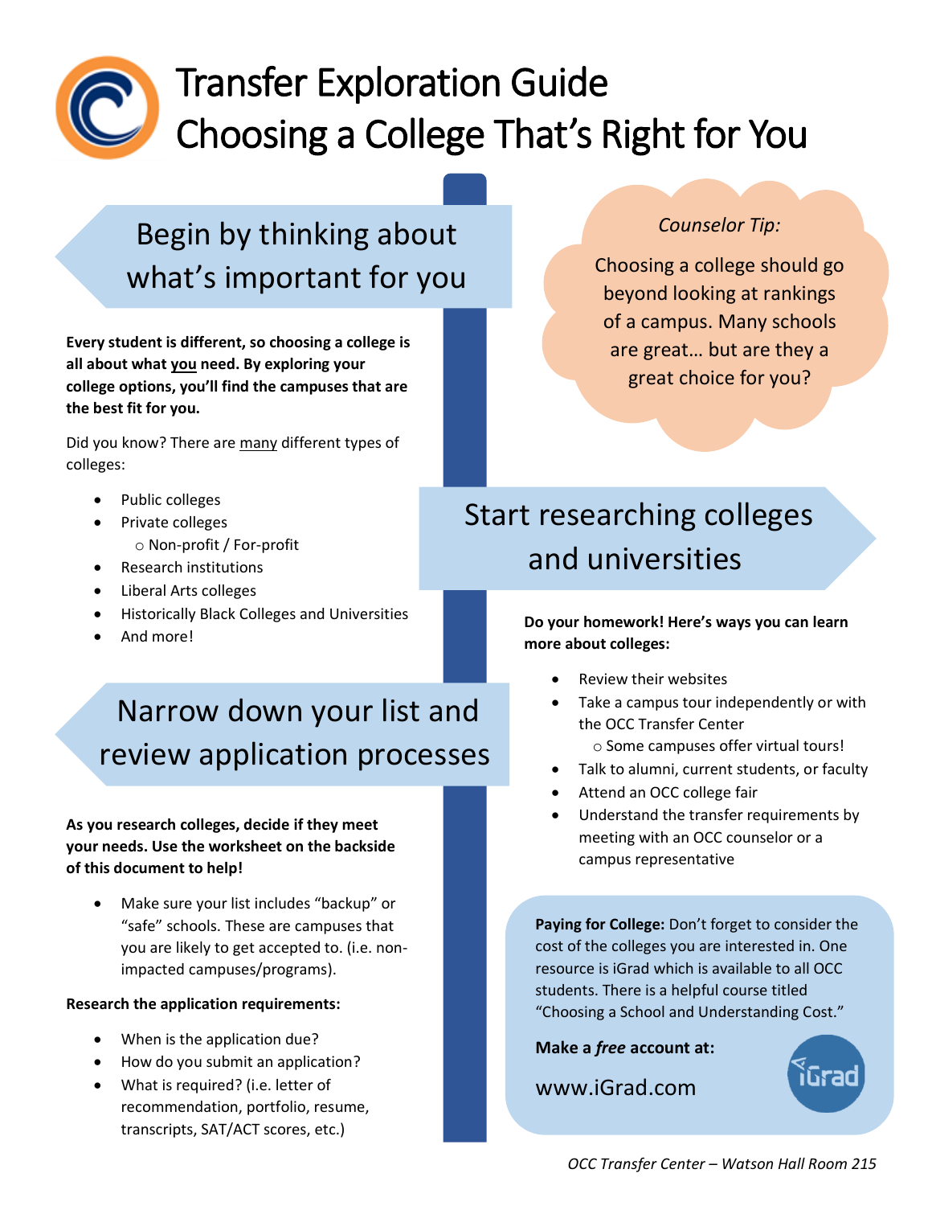# Transfer Exploration Guide
# Choosing a College That's Right for You

## Begin by thinking about what's important for you

**Every student is different, so choosing a college is all about what you need. By exploring your college options, you'll find the campuses that are the best fit for you.**

Did you know? There are many different types of colleges:

- Public colleges
- Private colleges
  - Non-profit / For-profit
- Research institutions
- Liberal Arts colleges
- Historically Black Colleges and Universities
- And more!

*Counselor Tip:*

Choosing a college should go beyond looking at rankings of a campus. Many schools are great… but are they a great choice for you?

## Start researching colleges and universities

**Do your homework! Here's ways you can learn more about colleges:**

- Review their websites
- Take a campus tour independently or with the OCC Transfer Center
  - Some campuses offer virtual tours!
- Talk to alumni, current students, or faculty
- Attend an OCC college fair
- Understand the transfer requirements by meeting with an OCC counselor or a campus representative

## Narrow down your list and review application processes

**As you research colleges, decide if they meet your needs. Use the worksheet on the backside of this document to help!**

- Make sure your list includes "backup" or "safe" schools. These are campuses that you are likely to get accepted to. (i.e. non-impacted campuses/programs).

**Research the application requirements:**

- When is the application due?
- How do you submit an application?
- What is required? (i.e. letter of recommendation, portfolio, resume, transcripts, SAT/ACT scores, etc.)

**Paying for College:** Don't forget to consider the cost of the colleges you are interested in. One resource is iGrad which is available to all OCC students. There is a helpful course titled "Choosing a School and Understanding Cost."

**Make a *free* account at:**

www.iGrad.com

*OCC Transfer Center – Watson Hall Room 215*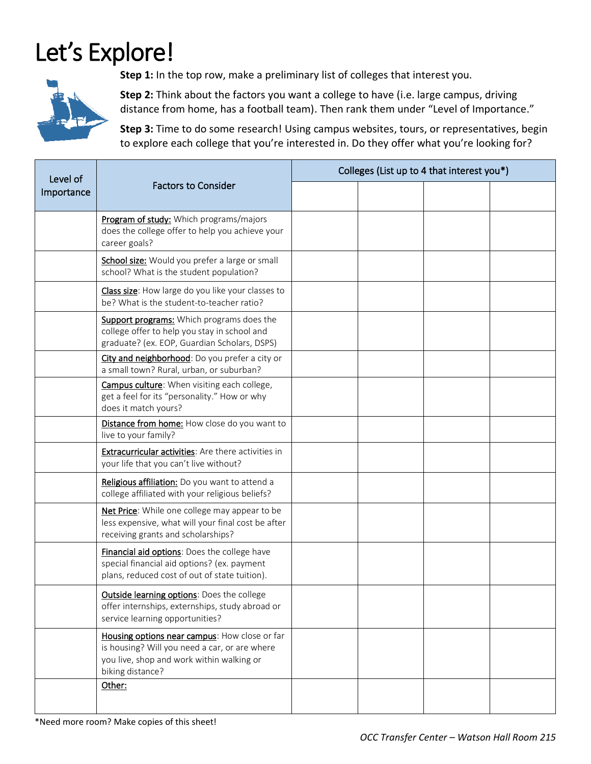# Let's Explore!

**Step 1:** In the top row, make a preliminary list of colleges that interest you.

**Step 2:** Think about the factors you want a college to have (i.e. large campus, driving distance from home, has a football team). Then rank them under "Level of Importance."

**Step 3:** Time to do some research! Using campus websites, tours, or representatives, begin to explore each college that you're interested in. Do they offer what you're looking for?

| Level of Importance | Factors to Consider | Colleges (List up to 4 that interest you*) | | | |
|---|---|---|---|---|---|
| | | | | | |
| | Program of study: Which programs/majors does the college offer to help you achieve your career goals? | | | | |
| | School size: Would you prefer a large or small school? What is the student population? | | | | |
| | Class size: How large do you like your classes to be? What is the student-to-teacher ratio? | | | | |
| | Support programs: Which programs does the college offer to help you stay in school and graduate? (ex. EOP, Guardian Scholars, DSPS) | | | | |
| | City and neighborhood: Do you prefer a city or a small town? Rural, urban, or suburban? | | | | |
| | Campus culture: When visiting each college, get a feel for its "personality." How or why does it match yours? | | | | |
| | Distance from home: How close do you want to live to your family? | | | | |
| | Extracurricular activities: Are there activities in your life that you can't live without? | | | | |
| | Religious affiliation: Do you want to attend a college affiliated with your religious beliefs? | | | | |
| | Net Price: While one college may appear to be less expensive, what will your final cost be after receiving grants and scholarships? | | | | |
| | Financial aid options: Does the college have special financial aid options? (ex. payment plans, reduced cost of out of state tuition). | | | | |
| | Outside learning options: Does the college offer internships, externships, study abroad or service learning opportunities? | | | | |
| | Housing options near campus: How close or far is housing? Will you need a car, or are where you live, shop and work within walking or biking distance? | | | | |
| | Other: | | | | |

*Need more room? Make copies of this sheet!

*OCC Transfer Center – Watson Hall Room 215*